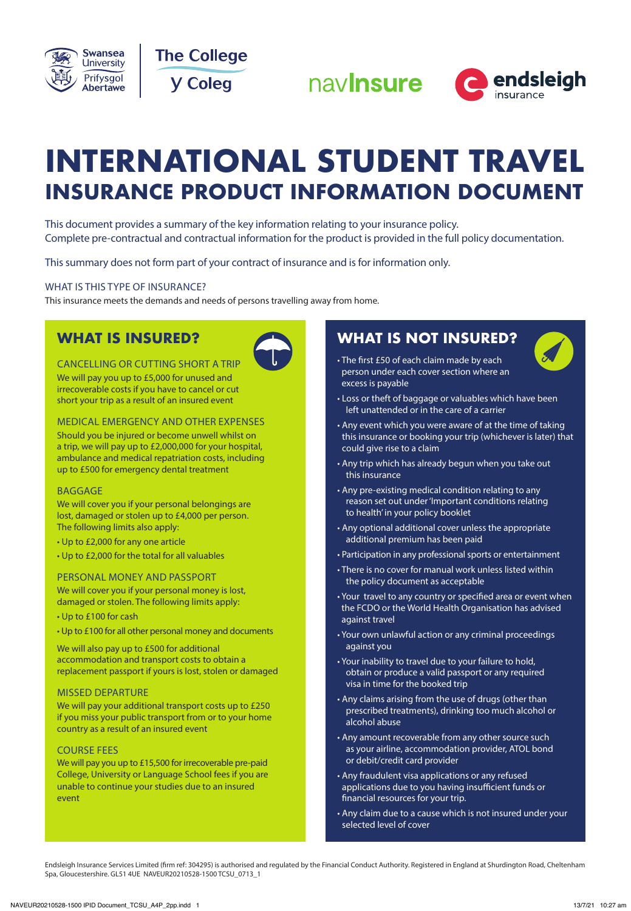Swansea University Prifysgol Abertawe | The College y Coleg | navInsure | endsleigh insurance

# INTERNATIONAL STUDENT TRAVEL
## INSURANCE PRODUCT INFORMATION DOCUMENT

This document provides a summary of the key information relating to your insurance policy. Complete pre-contractual and contractual information for the product is provided in the full policy documentation.

This summary does not form part of your contract of insurance and is for information only.

WHAT IS THIS TYPE OF INSURANCE?

This insurance meets the demands and needs of persons travelling away from home.

## WHAT IS INSURED?

### CANCELLING OR CUTTING SHORT A TRIP

We will pay you up to £5,000 for unused and irrecoverable costs if you have to cancel or cut short your trip as a result of an insured event

### MEDICAL EMERGENCY AND OTHER EXPENSES

Should you be injured or become unwell whilst on a trip, we will pay up to £2,000,000 for your hospital, ambulance and medical repatriation costs, including up to £500 for emergency dental treatment

### BAGGAGE

We will cover you if your personal belongings are lost, damaged or stolen up to £4,000 per person. The following limits also apply:

- Up to £2,000 for any one article
- Up to £2,000 for the total for all valuables

### PERSONAL MONEY AND PASSPORT

We will cover you if your personal money is lost, damaged or stolen. The following limits apply:

- Up to £100 for cash
- Up to £100 for all other personal money and documents

We will also pay up to £500 for additional accommodation and transport costs to obtain a replacement passport if yours is lost, stolen or damaged

### MISSED DEPARTURE

We will pay your additional transport costs up to £250 if you miss your public transport from or to your home country as a result of an insured event

### COURSE FEES

We will pay you up to £15,500 for irrecoverable pre-paid College, University or Language School fees if you are unable to continue your studies due to an insured event

## WHAT IS NOT INSURED?

- The first £50 of each claim made by each person under each cover section where an excess is payable
- Loss or theft of baggage or valuables which have been left unattended or in the care of a carrier
- Any event which you were aware of at the time of taking this insurance or booking your trip (whichever is later) that could give rise to a claim
- Any trip which has already begun when you take out this insurance
- Any pre-existing medical condition relating to any reason set out under 'Important conditions relating to health' in your policy booklet
- Any optional additional cover unless the appropriate additional premium has been paid
- Participation in any professional sports or entertainment
- There is no cover for manual work unless listed within the policy document as acceptable
- Your travel to any country or specified area or event when the FCDO or the World Health Organisation has advised against travel
- Your own unlawful action or any criminal proceedings against you
- Your inability to travel due to your failure to hold, obtain or produce a valid passport or any required visa in time for the booked trip
- Any claims arising from the use of drugs (other than prescribed treatments), drinking too much alcohol or alcohol abuse
- Any amount recoverable from any other source such as your airline, accommodation provider, ATOL bond or debit/credit card provider
- Any fraudulent visa applications or any refused applications due to you having insufficient funds or financial resources for your trip.
- Any claim due to a cause which is not insured under your selected level of cover

Endsleigh Insurance Services Limited (firm ref: 304295) is authorised and regulated by the Financial Conduct Authority. Registered in England at Shurdington Road, Cheltenham Spa, Gloucestershire. GL51 4UE NAVEUR20210528-1500 TCSU_0713_1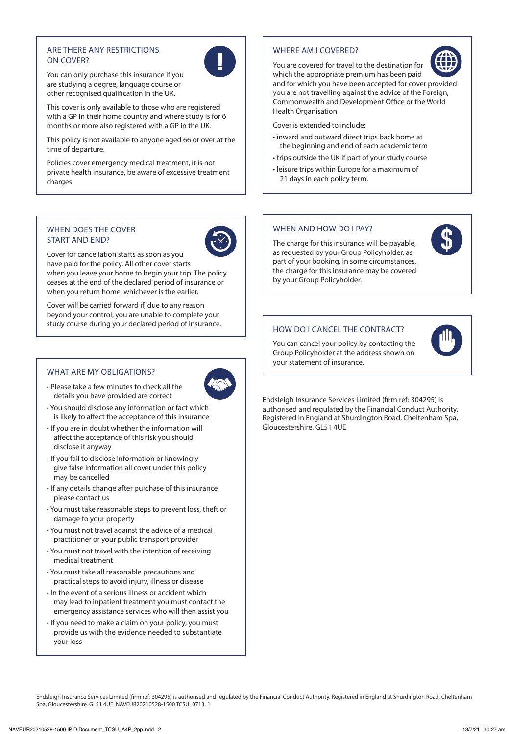## ARE THERE ANY RESTRICTIONS ON COVER?

You can only purchase this insurance if you are studying a degree, language course or other recognised qualification in the UK.

This cover is only available to those who are registered with a GP in their home country and where study is for 6 months or more also registered with a GP in the UK.

This policy is not available to anyone aged 66 or over at the time of departure.

Policies cover emergency medical treatment, it is not private health insurance, be aware of excessive treatment charges

## WHEN DOES THE COVER START AND END?

Cover for cancellation starts as soon as you have paid for the policy. All other cover starts when you leave your home to begin your trip. The policy ceases at the end of the declared period of insurance or when you return home, whichever is the earlier.

Cover will be carried forward if, due to any reason beyond your control, you are unable to complete your study course during your declared period of insurance.

## WHAT ARE MY OBLIGATIONS?

- Please take a few minutes to check all the details you have provided are correct
- You should disclose any information or fact which is likely to affect the acceptance of this insurance
- If you are in doubt whether the information will affect the acceptance of this risk you should disclose it anyway
- If you fail to disclose information or knowingly give false information all cover under this policy may be cancelled
- If any details change after purchase of this insurance please contact us
- You must take reasonable steps to prevent loss, theft or damage to your property
- You must not travel against the advice of a medical practitioner or your public transport provider
- You must not travel with the intention of receiving medical treatment
- You must take all reasonable precautions and practical steps to avoid injury, illness or disease
- In the event of a serious illness or accident which may lead to inpatient treatment you must contact the emergency assistance services who will then assist you
- If you need to make a claim on your policy, you must provide us with the evidence needed to substantiate your loss

## WHERE AM I COVERED?

You are covered for travel to the destination for which the appropriate premium has been paid and for which you have been accepted for cover provided you are not travelling against the advice of the Foreign, Commonwealth and Development Office or the World Health Organisation

Cover is extended to include:

- inward and outward direct trips back home at the beginning and end of each academic term
- trips outside the UK if part of your study course
- leisure trips within Europe for a maximum of 21 days in each policy term.

## WHEN AND HOW DO I PAY?

The charge for this insurance will be payable, as requested by your Group Policyholder, as part of your booking. In some circumstances, the charge for this insurance may be covered by your Group Policyholder.

## HOW DO I CANCEL THE CONTRACT?

You can cancel your policy by contacting the Group Policyholder at the address shown on your statement of insurance.

Endsleigh Insurance Services Limited (firm ref: 304295) is authorised and regulated by the Financial Conduct Authority. Registered in England at Shurdington Road, Cheltenham Spa, Gloucestershire. GL51 4UE

Endsleigh Insurance Services Limited (firm ref: 304295) is authorised and regulated by the Financial Conduct Authority. Registered in England at Shurdington Road, Cheltenham Spa, Gloucestershire. GL51 4UE NAVEUR20210528-1500 TCSU_0713_1